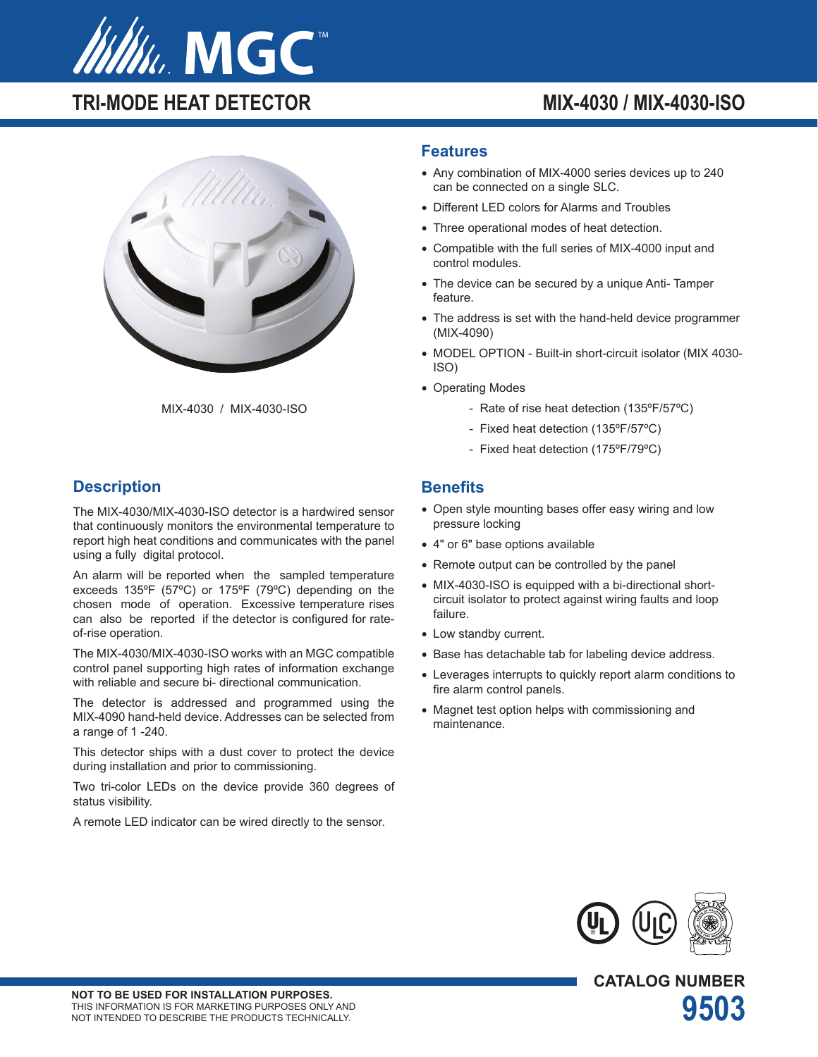# TRI-MODE HEAT DETECTOR

# MIX-4030 / MIX-4030-ISO

MIX-4030 / MIX-4030-ISO

## Description

The MIX-4030/MIX-4030-ISO detector is a hardwired sensor that continuously monitors the environmental temperature to report high heat conditions and communicates with the panel using a fully digital protocol.

An alarm will be reported when the sampled temperature exceeds 135ºF (57ºC) or 175ºF (79ºC) depending on the chosen mode of operation. Excessive temperature rises can also be reported if the detector is configured for rate-of-rise operation.

The MIX-4030/MIX-4030-ISO works with an MGC compatible control panel supporting high rates of information exchange with reliable and secure bi- directional communication.

The detector is addressed and programmed using the MIX-4090 hand-held device. Addresses can be selected from a range of 1 -240.

This detector ships with a dust cover to protect the device during installation and prior to commissioning.

Two tri-color LEDs on the device provide 360 degrees of status visibility.

A remote LED indicator can be wired directly to the sensor.

## Features

- Any combination of MIX-4000 series devices up to 240 can be connected on a single SLC.
- Different LED colors for Alarms and Troubles
- Three operational modes of heat detection.
- Compatible with the full series of MIX-4000 input and control modules.
- The device can be secured by a unique Anti- Tamper feature.
- The address is set with the hand-held device programmer (MIX-4090)
- MODEL OPTION - Built-in short-circuit isolator (MIX 4030-ISO)
- Operating Modes
  - Rate of rise heat detection (135ºF/57ºC)
  - Fixed heat detection (135ºF/57ºC)
  - Fixed heat detection (175ºF/79ºC)

## Benefits

- Open style mounting bases offer easy wiring and low pressure locking
- 4" or 6" base options available
- Remote output can be controlled by the panel
- MIX-4030-ISO is equipped with a bi-directional short-circuit isolator to protect against wiring faults and loop failure.
- Low standby current.
- Base has detachable tab for labeling device address.
- Leverages interrupts to quickly report alarm conditions to fire alarm control panels.
- Magnet test option helps with commissioning and maintenance.

**NOT TO BE USED FOR INSTALLATION PURPOSES.**
THIS INFORMATION IS FOR MARKETING PURPOSES ONLY AND NOT INTENDED TO DESCRIBE THE PRODUCTS TECHNICALLY.

**CATALOG NUMBER**
**9503**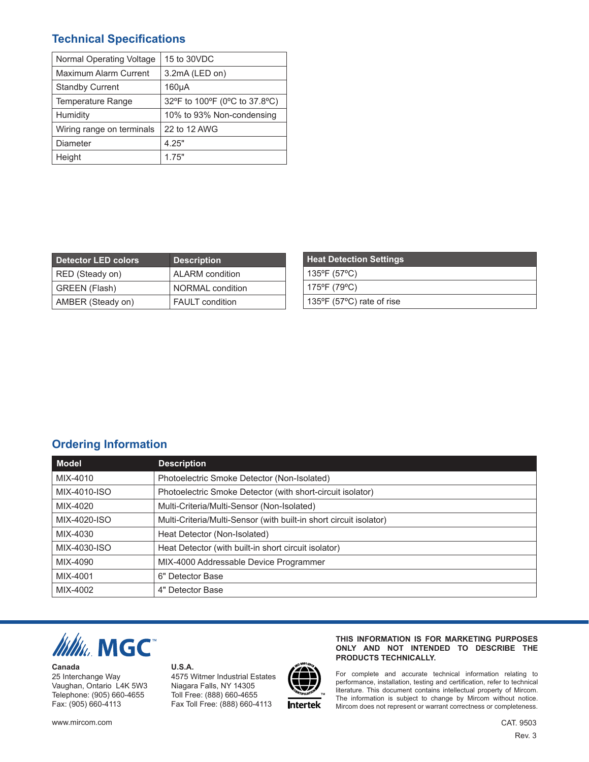## Technical Specifications

| | |
|---|---|
| Normal Operating Voltage | 15 to 30VDC |
| Maximum Alarm Current | 3.2mA (LED on) |
| Standby Current | 160μA |
| Temperature Range | 32ºF to 100ºF (0ºC to 37.8ºC) |
| Humidity | 10% to 93% Non-condensing |
| Wiring range on terminals | 22 to 12 AWG |
| Diameter | 4.25" |
| Height | 1.75" |

| Detector LED colors | Description |
|---|---|
| RED (Steady on) | ALARM condition |
| GREEN (Flash) | NORMAL condition |
| AMBER (Steady on) | FAULT condition |

| Heat Detection Settings |
|---|
| 135ºF (57ºC) |
| 175ºF (79ºC) |
| 135ºF (57ºC) rate of rise |

## Ordering Information

| Model | Description |
|---|---|
| MIX-4010 | Photoelectric Smoke Detector (Non-Isolated) |
| MIX-4010-ISO | Photoelectric Smoke Detector (with short-circuit isolator) |
| MIX-4020 | Multi-Criteria/Multi-Sensor (Non-Isolated) |
| MIX-4020-ISO | Multi-Criteria/Multi-Sensor (with built-in short circuit isolator) |
| MIX-4030 | Heat Detector (Non-Isolated) |
| MIX-4030-ISO | Heat Detector (with built-in short circuit isolator) |
| MIX-4090 | MIX-4000 Addressable Device Programmer |
| MIX-4001 | 6" Detector Base |
| MIX-4002 | 4" Detector Base |

MGC™

**Canada**
25 Interchange Way
Vaughan, Ontario L4K 5W3
Telephone: (905) 660-4655
Fax: (905) 660-4113

**U.S.A.**
4575 Witmer Industrial Estates
Niagara Falls, NY 14305
Toll Free: (888) 660-4655
Fax Toll Free: (888) 660-4113

Intertek

**THIS INFORMATION IS FOR MARKETING PURPOSES ONLY AND NOT INTENDED TO DESCRIBE THE PRODUCTS TECHNICALLY.**

For complete and accurate technical information relating to performance, installation, testing and certification, refer to technical literature. This document contains intellectual property of Mircom. The information is subject to change by Mircom without notice. Mircom does not represent or warrant correctness or completeness.

www.mircom.com

CAT. 9503

Rev. 3